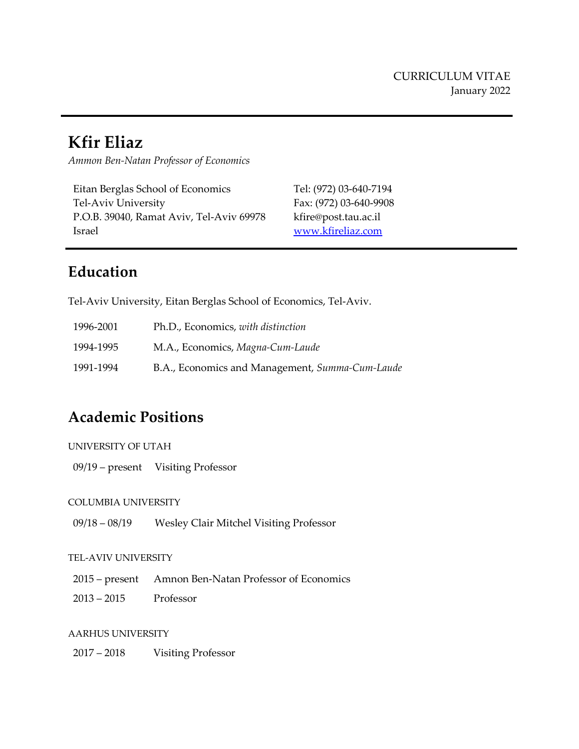CURRICULUM VITAE
January 2022

# Kfir Eliaz

*Ammon Ben-Natan Professor of Economics*

Eitan Berglas School of Economics
Tel-Aviv University
P.O.B. 39040, Ramat Aviv, Tel-Aviv 69978
Israel

Tel: (972) 03-640-7194
Fax: (972) 03-640-9908
kfire@post.tau.ac.il
[www.kfireliaz.com](www.kfireliaz.com)

## Education

Tel-Aviv University, Eitan Berglas School of Economics, Tel-Aviv.

| | |
|---|---|
| 1996-2001 | Ph.D., Economics, *with distinction* |
| 1994-1995 | M.A., Economics, *Magna-Cum-Laude* |
| 1991-1994 | B.A., Economics and Management, *Summa-Cum-Laude* |

## Academic Positions

UNIVERSITY OF UTAH

09/19 – present Visiting Professor

COLUMBIA UNIVERSITY

09/18 – 08/19 Wesley Clair Mitchel Visiting Professor

TEL-AVIV UNIVERSITY

2015 – present Amnon Ben-Natan Professor of Economics

2013 – 2015 Professor

AARHUS UNIVERSITY

2017 – 2018 Visiting Professor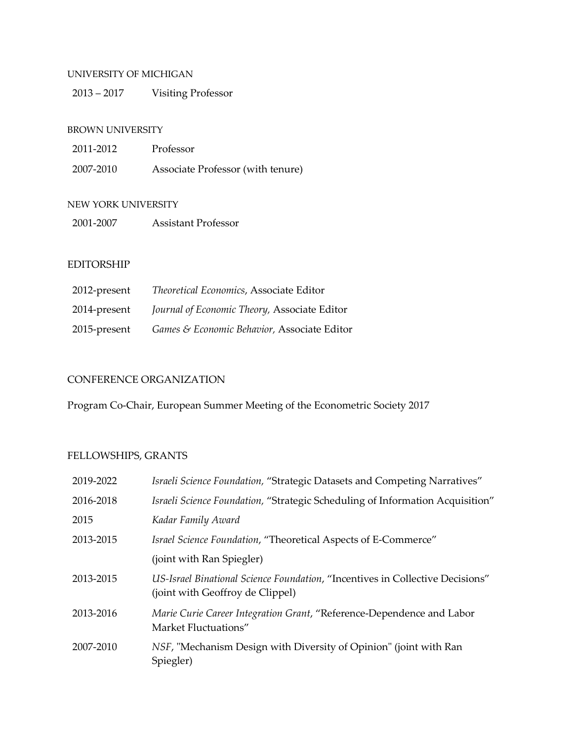UNIVERSITY OF MICHIGAN

| | |
|---|---|
| 2013 – 2017 | Visiting Professor |

BROWN UNIVERSITY

| | |
|---|---|
| 2011-2012 | Professor |
| 2007-2010 | Associate Professor (with tenure) |

NEW YORK UNIVERSITY

| | |
|---|---|
| 2001-2007 | Assistant Professor |

## EDITORSHIP

| | |
|---|---|
| 2012-present | *Theoretical Economics*, Associate Editor |
| 2014-present | *Journal of Economic Theory,* Associate Editor |
| 2015-present | *Games & Economic Behavior,* Associate Editor |

## CONFERENCE ORGANIZATION

Program Co-Chair, European Summer Meeting of the Econometric Society 2017

## FELLOWSHIPS, GRANTS

| | |
|---|---|
| 2019-2022 | *Israeli Science Foundation,* "Strategic Datasets and Competing Narratives" |
| 2016-2018 | *Israeli Science Foundation,* "Strategic Scheduling of Information Acquisition" |
| 2015 | *Kadar Family Award* |
| 2013-2015 | *Israel Science Foundation*, "Theoretical Aspects of E-Commerce" (joint with Ran Spiegler) |
| 2013-2015 | *US-Israel Binational Science Foundation*, "Incentives in Collective Decisions" (joint with Geoffroy de Clippel) |
| 2013-2016 | *Marie Curie Career Integration Grant*, "Reference-Dependence and Labor Market Fluctuations" |
| 2007-2010 | *NSF*, "Mechanism Design with Diversity of Opinion" (joint with Ran Spiegler) |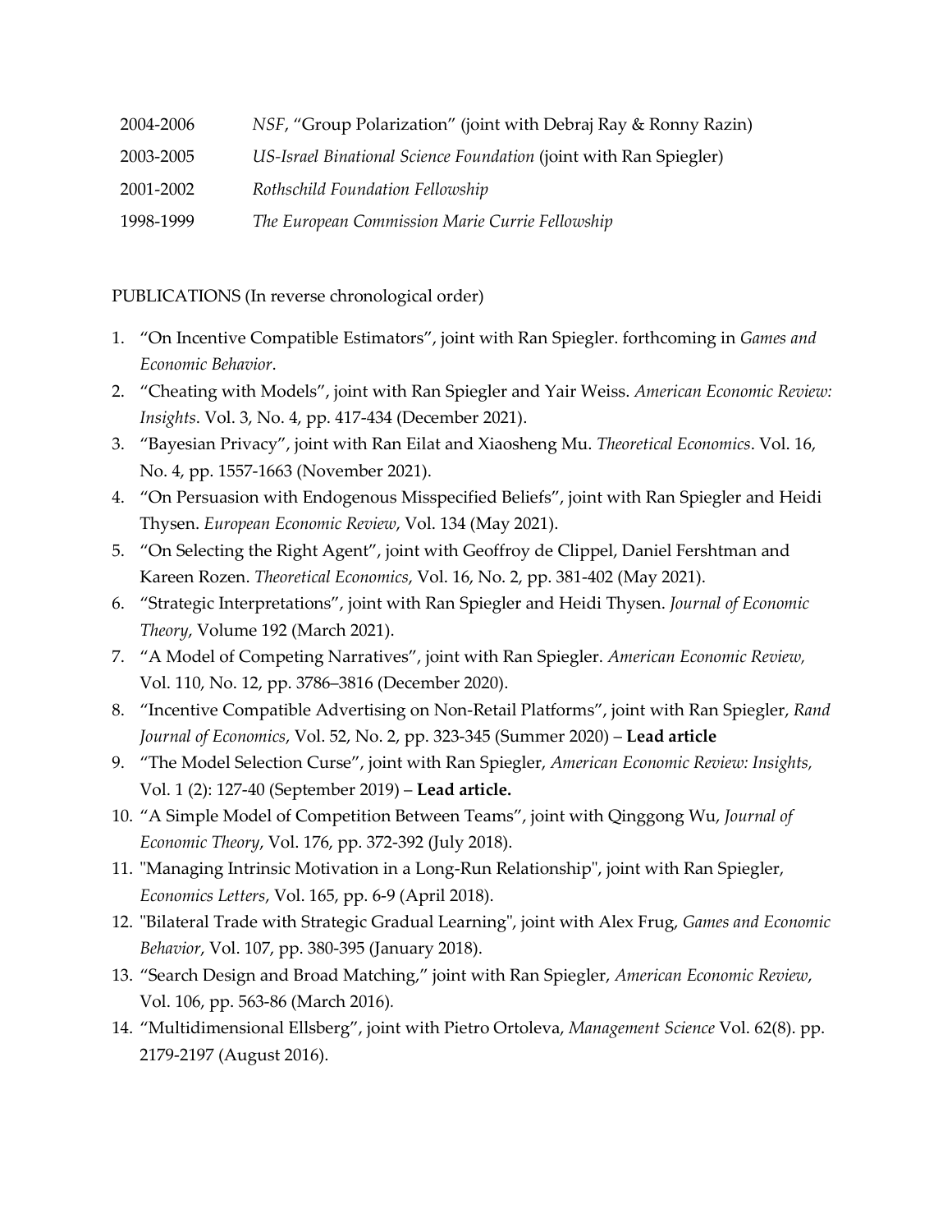| | |
|---|---|
| 2004-2006 | *NSF*, "Group Polarization" (joint with Debraj Ray & Ronny Razin) |
| 2003-2005 | *US-Israel Binational Science Foundation* (joint with Ran Spiegler) |
| 2001-2002 | *Rothschild Foundation Fellowship* |
| 1998-1999 | *The European Commission Marie Currie Fellowship* |

PUBLICATIONS (In reverse chronological order)

1. "On Incentive Compatible Estimators", joint with Ran Spiegler. forthcoming in *Games and Economic Behavior*.
2. "Cheating with Models", joint with Ran Spiegler and Yair Weiss. *American Economic Review: Insights*. Vol. 3, No. 4, pp. 417-434 (December 2021).
3. "Bayesian Privacy", joint with Ran Eilat and Xiaosheng Mu. *Theoretical Economics*. Vol. 16, No. 4, pp. 1557-1663 (November 2021).
4. "On Persuasion with Endogenous Misspecified Beliefs", joint with Ran Spiegler and Heidi Thysen. *European Economic Review*, Vol. 134 (May 2021).
5. "On Selecting the Right Agent", joint with Geoffroy de Clippel, Daniel Fershtman and Kareen Rozen. *Theoretical Economics*, Vol. 16, No. 2, pp. 381-402 (May 2021).
6. "Strategic Interpretations", joint with Ran Spiegler and Heidi Thysen. *Journal of Economic Theory*, Volume 192 (March 2021).
7. "A Model of Competing Narratives", joint with Ran Spiegler. *American Economic Review,* Vol. 110, No. 12, pp. 3786–3816 (December 2020).
8. "Incentive Compatible Advertising on Non-Retail Platforms", joint with Ran Spiegler, *Rand Journal of Economics*, Vol. 52, No. 2, pp. 323-345 (Summer 2020) – **Lead article**
9. "The Model Selection Curse", joint with Ran Spiegler, *American Economic Review: Insights,* Vol. 1 (2): 127-40 (September 2019) – **Lead article.**
10. "A Simple Model of Competition Between Teams", joint with Qinggong Wu, *Journal of Economic Theory*, Vol. 176, pp. 372-392 (July 2018).
11. "Managing Intrinsic Motivation in a Long-Run Relationship", joint with Ran Spiegler, *Economics Letters*, Vol. 165, pp. 6-9 (April 2018).
12. "Bilateral Trade with Strategic Gradual Learning", joint with Alex Frug, *Games and Economic Behavior*, Vol. 107, pp. 380-395 (January 2018).
13. "Search Design and Broad Matching," joint with Ran Spiegler, *American Economic Review*, Vol. 106, pp. 563-86 (March 2016).
14. "Multidimensional Ellsberg", joint with Pietro Ortoleva, *Management Science* Vol. 62(8). pp. 2179-2197 (August 2016).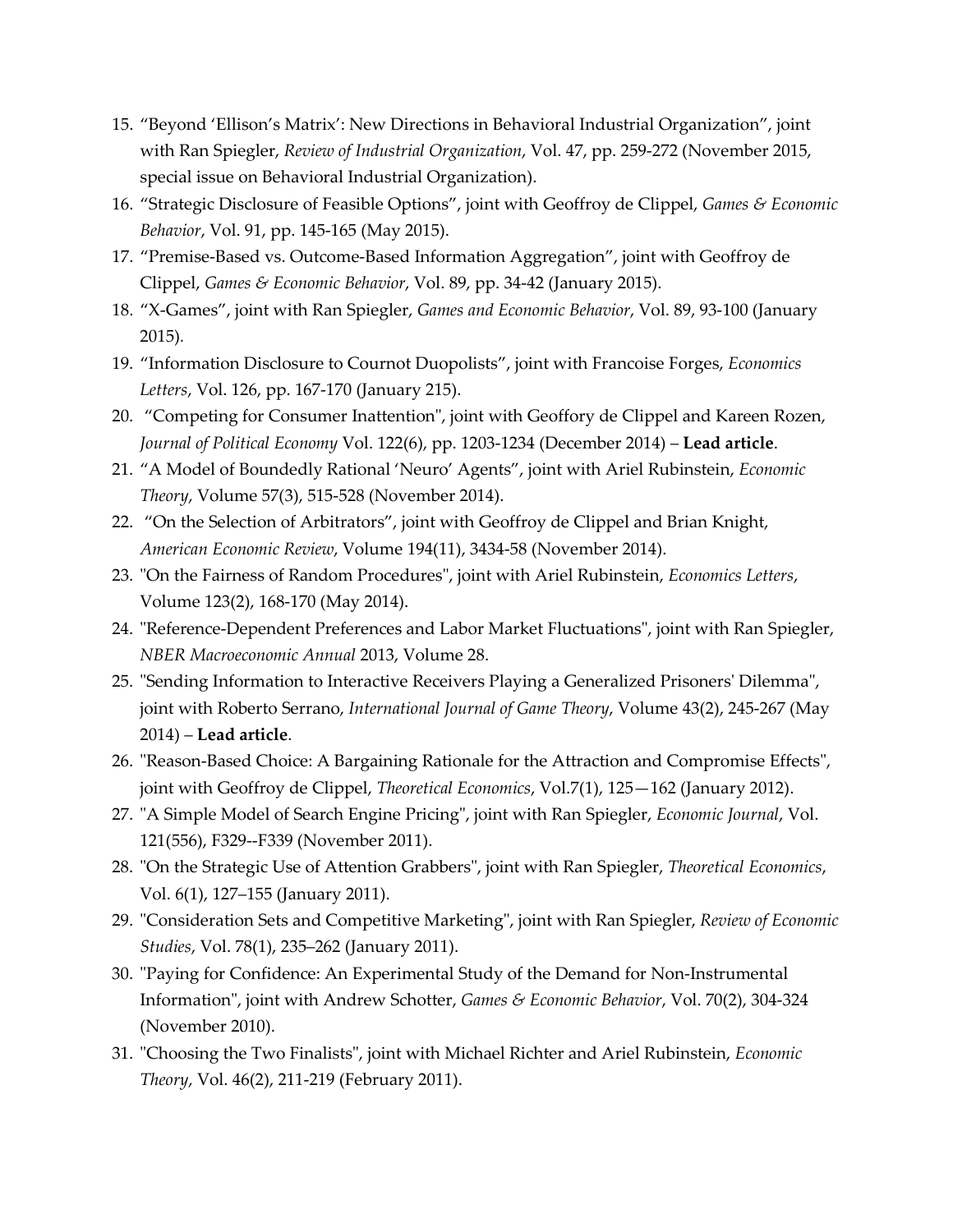15. "Beyond 'Ellison's Matrix': New Directions in Behavioral Industrial Organization", joint with Ran Spiegler, *Review of Industrial Organization*, Vol. 47, pp. 259-272 (November 2015, special issue on Behavioral Industrial Organization).
16. "Strategic Disclosure of Feasible Options", joint with Geoffroy de Clippel, *Games & Economic Behavior*, Vol. 91, pp. 145-165 (May 2015).
17. "Premise-Based vs. Outcome-Based Information Aggregation", joint with Geoffroy de Clippel, *Games & Economic Behavior*, Vol. 89, pp. 34-42 (January 2015).
18. "X-Games", joint with Ran Spiegler, *Games and Economic Behavior*, Vol. 89, 93-100 (January 2015).
19. "Information Disclosure to Cournot Duopolists", joint with Francoise Forges, *Economics Letters*, Vol. 126, pp. 167-170 (January 215).
20. "Competing for Consumer Inattention", joint with Geoffory de Clippel and Kareen Rozen, *Journal of Political Economy* Vol. 122(6), pp. 1203-1234 (December 2014) – **Lead article**.
21. "A Model of Boundedly Rational 'Neuro' Agents", joint with Ariel Rubinstein, *Economic Theory*, Volume 57(3), 515-528 (November 2014).
22. "On the Selection of Arbitrators", joint with Geoffroy de Clippel and Brian Knight, *American Economic Review*, Volume 194(11), 3434-58 (November 2014).
23. "On the Fairness of Random Procedures", joint with Ariel Rubinstein, *Economics Letters*, Volume 123(2), 168-170 (May 2014).
24. "Reference-Dependent Preferences and Labor Market Fluctuations", joint with Ran Spiegler, *NBER Macroeconomic Annual* 2013, Volume 28.
25. "Sending Information to Interactive Receivers Playing a Generalized Prisoners' Dilemma", joint with Roberto Serrano, *International Journal of Game Theory*, Volume 43(2), 245-267 (May 2014) – **Lead article**.
26. "Reason-Based Choice: A Bargaining Rationale for the Attraction and Compromise Effects", joint with Geoffroy de Clippel, *Theoretical Economics*, Vol.7(1), 125—162 (January 2012).
27. "A Simple Model of Search Engine Pricing", joint with Ran Spiegler, *Economic Journal*, Vol. 121(556), F329--F339 (November 2011).
28. "On the Strategic Use of Attention Grabbers", joint with Ran Spiegler, *Theoretical Economics*, Vol. 6(1), 127–155 (January 2011).
29. "Consideration Sets and Competitive Marketing", joint with Ran Spiegler, *Review of Economic Studies*, Vol. 78(1), 235–262 (January 2011).
30. "Paying for Confidence: An Experimental Study of the Demand for Non-Instrumental Information", joint with Andrew Schotter, *Games & Economic Behavior*, Vol. 70(2), 304-324 (November 2010).
31. "Choosing the Two Finalists", joint with Michael Richter and Ariel Rubinstein, *Economic Theory*, Vol. 46(2), 211-219 (February 2011).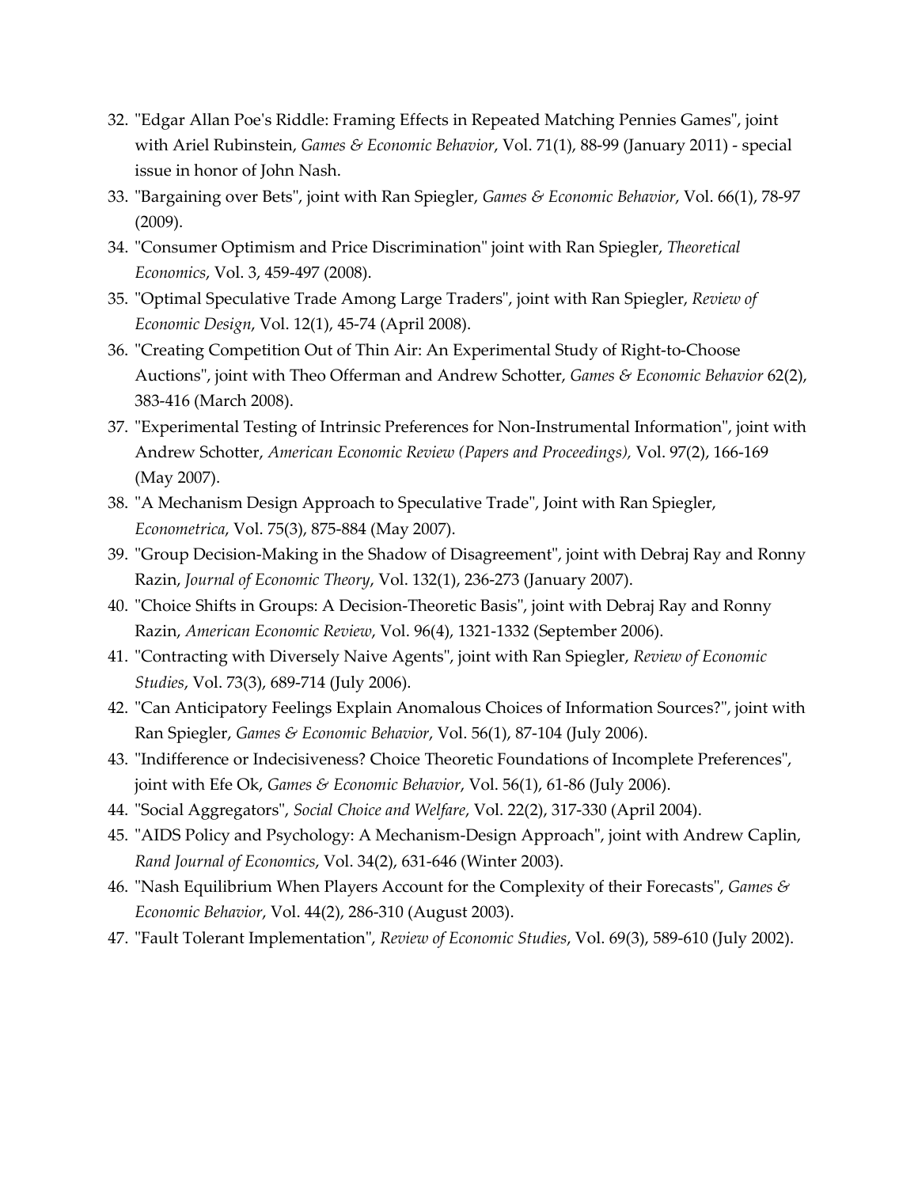32. "Edgar Allan Poe's Riddle: Framing Effects in Repeated Matching Pennies Games", joint with Ariel Rubinstein, *Games & Economic Behavior*, Vol. 71(1), 88-99 (January 2011) - special issue in honor of John Nash.
33. "Bargaining over Bets", joint with Ran Spiegler, *Games & Economic Behavior*, Vol. 66(1), 78-97 (2009).
34. "Consumer Optimism and Price Discrimination" joint with Ran Spiegler, *Theoretical Economics*, Vol. 3, 459-497 (2008).
35. "Optimal Speculative Trade Among Large Traders", joint with Ran Spiegler, *Review of Economic Design*, Vol. 12(1), 45-74 (April 2008).
36. "Creating Competition Out of Thin Air: An Experimental Study of Right-to-Choose Auctions", joint with Theo Offerman and Andrew Schotter, *Games & Economic Behavior* 62(2), 383-416 (March 2008).
37. "Experimental Testing of Intrinsic Preferences for Non-Instrumental Information", joint with Andrew Schotter, *American Economic Review (Papers and Proceedings),* Vol. 97(2), 166-169 (May 2007).
38. "A Mechanism Design Approach to Speculative Trade", Joint with Ran Spiegler, *Econometrica*, Vol. 75(3), 875-884 (May 2007).
39. "Group Decision-Making in the Shadow of Disagreement", joint with Debraj Ray and Ronny Razin, *Journal of Economic Theory*, Vol. 132(1), 236-273 (January 2007).
40. "Choice Shifts in Groups: A Decision-Theoretic Basis", joint with Debraj Ray and Ronny Razin, *American Economic Review*, Vol. 96(4), 1321-1332 (September 2006).
41. "Contracting with Diversely Naive Agents", joint with Ran Spiegler, *Review of Economic Studies*, Vol. 73(3), 689-714 (July 2006).
42. "Can Anticipatory Feelings Explain Anomalous Choices of Information Sources?", joint with Ran Spiegler, *Games & Economic Behavior*, Vol. 56(1), 87-104 (July 2006).
43. "Indifference or Indecisiveness? Choice Theoretic Foundations of Incomplete Preferences", joint with Efe Ok, *Games & Economic Behavior*, Vol. 56(1), 61-86 (July 2006).
44. "Social Aggregators", *Social Choice and Welfare*, Vol. 22(2), 317-330 (April 2004).
45. "AIDS Policy and Psychology: A Mechanism-Design Approach", joint with Andrew Caplin, *Rand Journal of Economics*, Vol. 34(2), 631-646 (Winter 2003).
46. "Nash Equilibrium When Players Account for the Complexity of their Forecasts", *Games & Economic Behavior*, Vol. 44(2), 286-310 (August 2003).
47. "Fault Tolerant Implementation", *Review of Economic Studies*, Vol. 69(3), 589-610 (July 2002).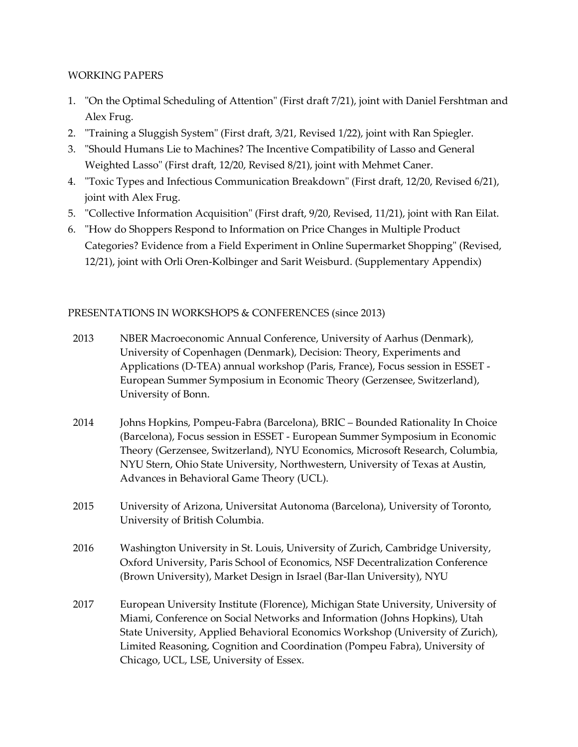## WORKING PAPERS

1. "On the Optimal Scheduling of Attention" (First draft 7/21), joint with Daniel Fershtman and Alex Frug.
2. "Training a Sluggish System" (First draft, 3/21, Revised 1/22), joint with Ran Spiegler.
3. "Should Humans Lie to Machines? The Incentive Compatibility of Lasso and General Weighted Lasso" (First draft, 12/20, Revised 8/21), joint with Mehmet Caner.
4. "Toxic Types and Infectious Communication Breakdown" (First draft, 12/20, Revised 6/21), joint with Alex Frug.
5. "Collective Information Acquisition" (First draft, 9/20, Revised, 11/21), joint with Ran Eilat.
6. "How do Shoppers Respond to Information on Price Changes in Multiple Product Categories? Evidence from a Field Experiment in Online Supermarket Shopping" (Revised, 12/21), joint with Orli Oren-Kolbinger and Sarit Weisburd. (Supplementary Appendix)

## PRESENTATIONS IN WORKSHOPS & CONFERENCES (since 2013)

**2013** NBER Macroeconomic Annual Conference, University of Aarhus (Denmark), University of Copenhagen (Denmark), Decision: Theory, Experiments and Applications (D-TEA) annual workshop (Paris, France), Focus session in ESSET - European Summer Symposium in Economic Theory (Gerzensee, Switzerland), University of Bonn.

**2014** Johns Hopkins, Pompeu-Fabra (Barcelona), BRIC – Bounded Rationality In Choice (Barcelona), Focus session in ESSET - European Summer Symposium in Economic Theory (Gerzensee, Switzerland), NYU Economics, Microsoft Research, Columbia, NYU Stern, Ohio State University, Northwestern, University of Texas at Austin, Advances in Behavioral Game Theory (UCL).

**2015** University of Arizona, Universitat Autonoma (Barcelona), University of Toronto, University of British Columbia.

**2016** Washington University in St. Louis, University of Zurich, Cambridge University, Oxford University, Paris School of Economics, NSF Decentralization Conference (Brown University), Market Design in Israel (Bar-Ilan University), NYU

**2017** European University Institute (Florence), Michigan State University, University of Miami, Conference on Social Networks and Information (Johns Hopkins), Utah State University, Applied Behavioral Economics Workshop (University of Zurich), Limited Reasoning, Cognition and Coordination (Pompeu Fabra), University of Chicago, UCL, LSE, University of Essex.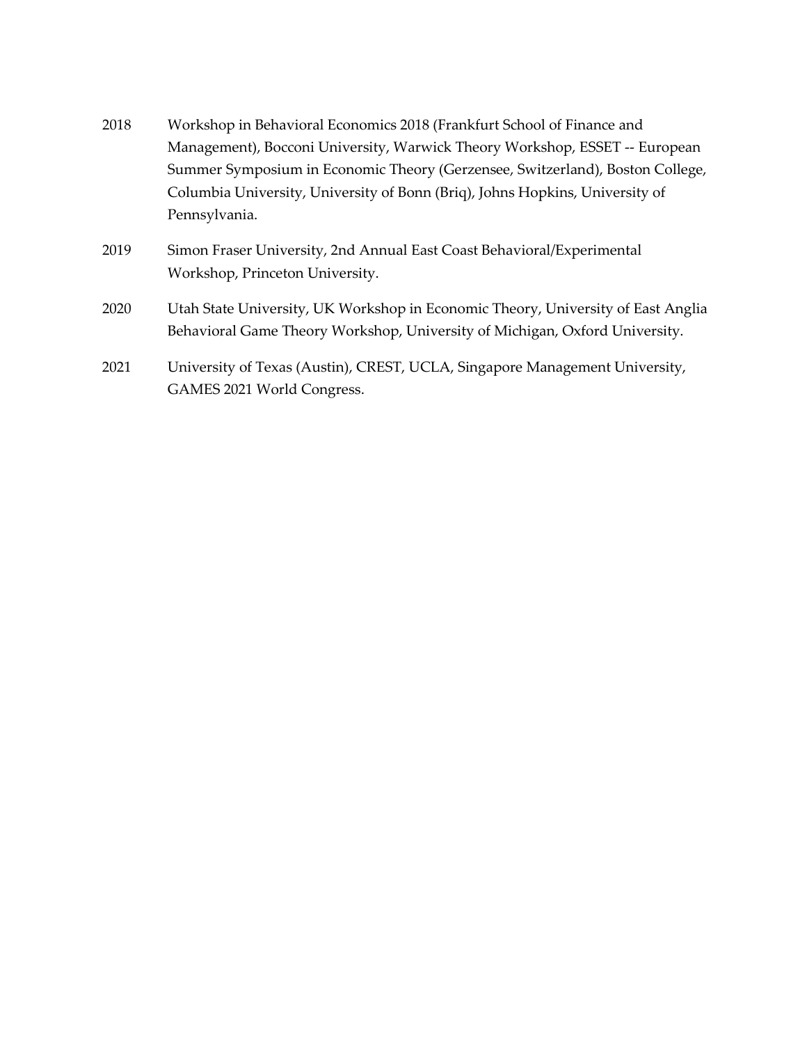2018 Workshop in Behavioral Economics 2018 (Frankfurt School of Finance and Management), Bocconi University, Warwick Theory Workshop, ESSET -- European Summer Symposium in Economic Theory (Gerzensee, Switzerland), Boston College, Columbia University, University of Bonn (Briq), Johns Hopkins, University of Pennsylvania.

2019 Simon Fraser University, 2nd Annual East Coast Behavioral/Experimental Workshop, Princeton University.

2020 Utah State University, UK Workshop in Economic Theory, University of East Anglia Behavioral Game Theory Workshop, University of Michigan, Oxford University.

2021 University of Texas (Austin), CREST, UCLA, Singapore Management University, GAMES 2021 World Congress.